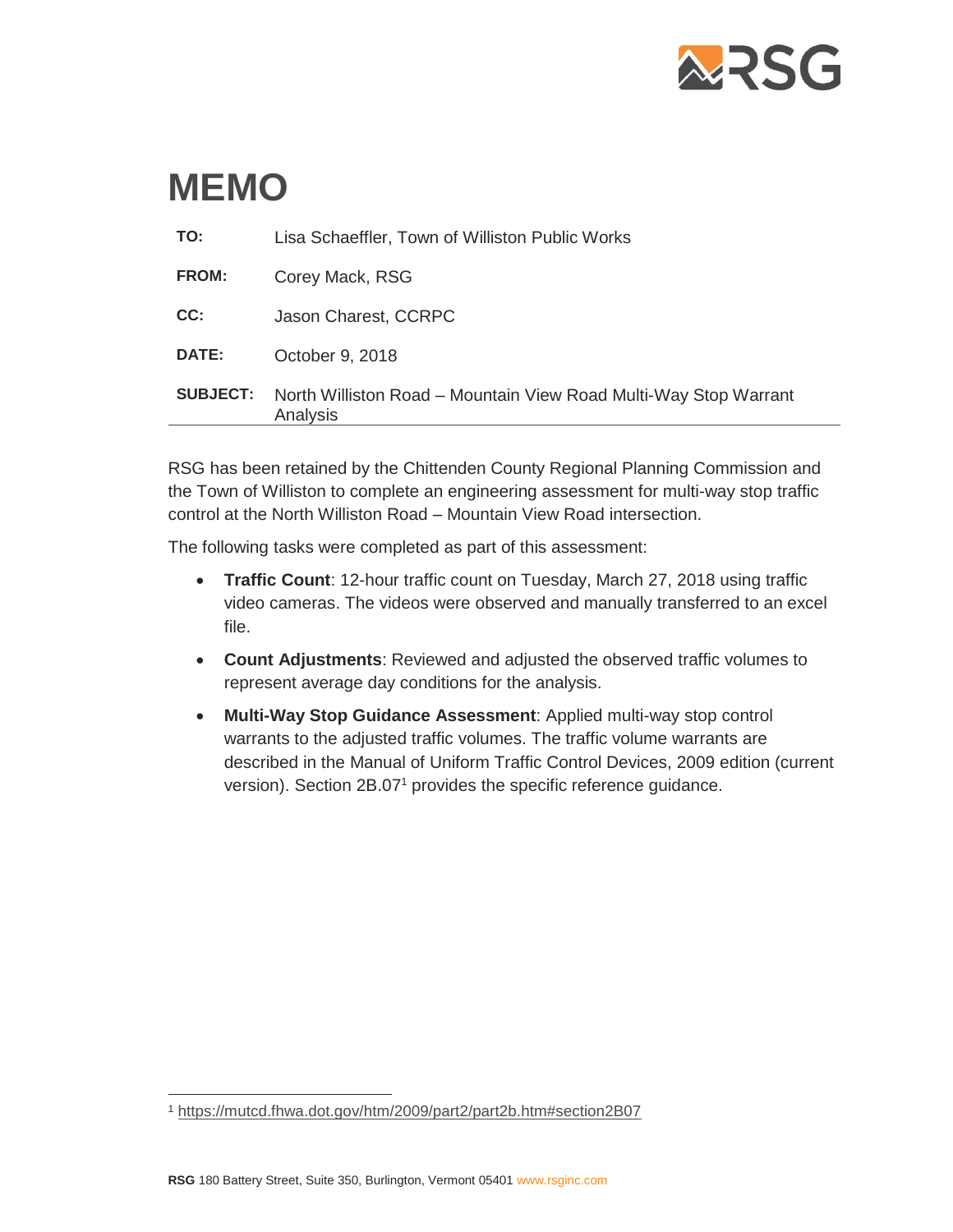# MEMO

| | |
|---|---|
| **TO:** | Lisa Schaeffler, Town of Williston Public Works |
| **FROM:** | Corey Mack, RSG |
| **CC:** | Jason Charest, CCRPC |
| **DATE:** | October 9, 2018 |
| **SUBJECT:** | North Williston Road – Mountain View Road Multi-Way Stop Warrant Analysis |

RSG has been retained by the Chittenden County Regional Planning Commission and the Town of Williston to complete an engineering assessment for multi-way stop traffic control at the North Williston Road – Mountain View Road intersection.

The following tasks were completed as part of this assessment:

- **Traffic Count**: 12-hour traffic count on Tuesday, March 27, 2018 using traffic video cameras. The videos were observed and manually transferred to an excel file.
- **Count Adjustments**: Reviewed and adjusted the observed traffic volumes to represent average day conditions for the analysis.
- **Multi-Way Stop Guidance Assessment**: Applied multi-way stop control warrants to the adjusted traffic volumes. The traffic volume warrants are described in the Manual of Uniform Traffic Control Devices, 2009 edition (current version). Section 2B.07[1] provides the specific reference guidance.

[1] https://mutcd.fhwa.dot.gov/htm/2009/part2/part2b.htm#section2B07

**RSG** 180 Battery Street, Suite 350, Burlington, Vermont 05401 www.rsginc.com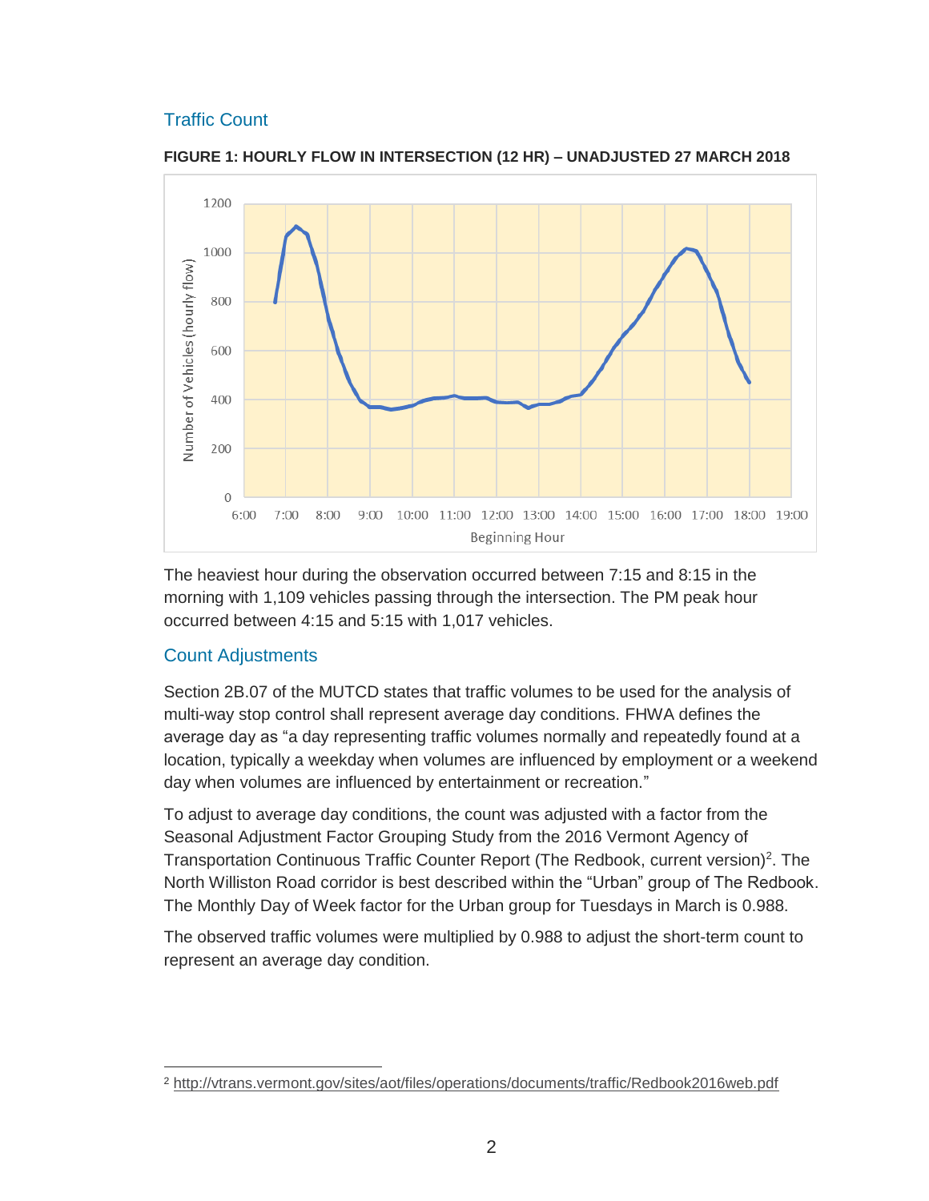## Traffic Count

**FIGURE 1: HOURLY FLOW IN INTERSECTION (12 HR) – UNADJUSTED 27 MARCH 2018**

The heaviest hour during the observation occurred between 7:15 and 8:15 in the morning with 1,109 vehicles passing through the intersection. The PM peak hour occurred between 4:15 and 5:15 with 1,017 vehicles.

## Count Adjustments

Section 2B.07 of the MUTCD states that traffic volumes to be used for the analysis of multi-way stop control shall represent average day conditions. FHWA defines the average day as "a day representing traffic volumes normally and repeatedly found at a location, typically a weekday when volumes are influenced by employment or a weekend day when volumes are influenced by entertainment or recreation."

To adjust to average day conditions, the count was adjusted with a factor from the Seasonal Adjustment Factor Grouping Study from the 2016 Vermont Agency of Transportation Continuous Traffic Counter Report (The Redbook, current version)[2]. The North Williston Road corridor is best described within the "Urban" group of The Redbook. The Monthly Day of Week factor for the Urban group for Tuesdays in March is 0.988.

The observed traffic volumes were multiplied by 0.988 to adjust the short-term count to represent an average day condition.

---

[2] http://vtrans.vermont.gov/sites/aot/files/operations/documents/traffic/Redbook2016web.pdf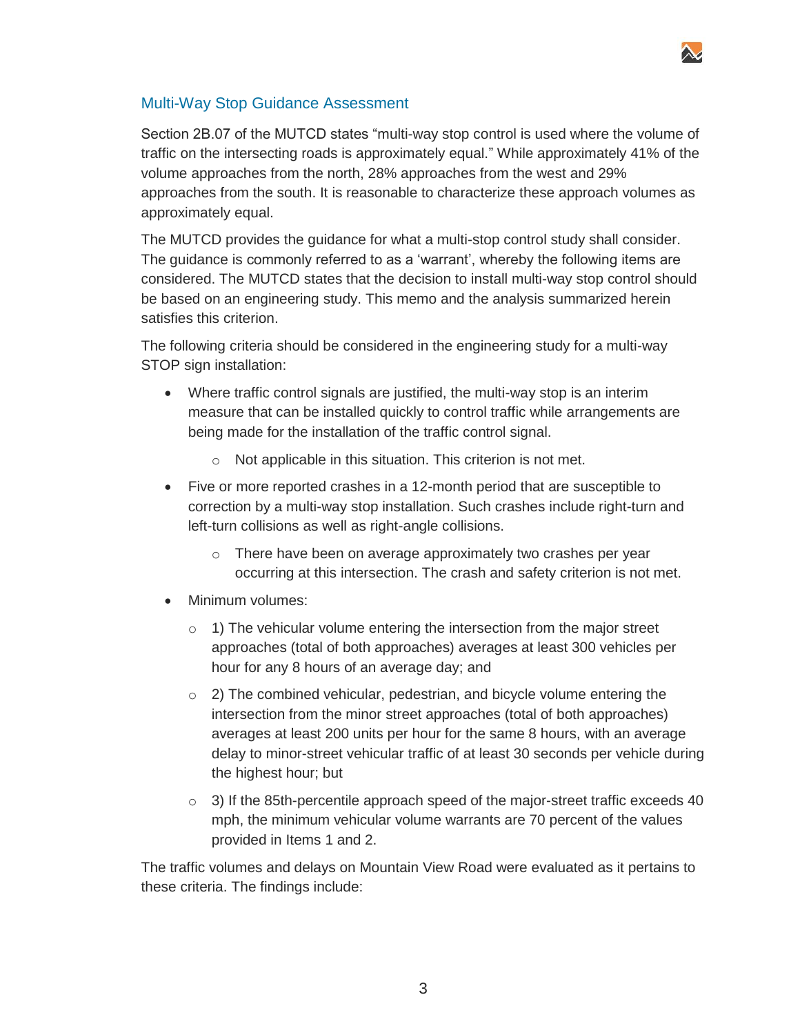## Multi-Way Stop Guidance Assessment

Section 2B.07 of the MUTCD states "multi-way stop control is used where the volume of traffic on the intersecting roads is approximately equal." While approximately 41% of the volume approaches from the north, 28% approaches from the west and 29% approaches from the south. It is reasonable to characterize these approach volumes as approximately equal.

The MUTCD provides the guidance for what a multi-stop control study shall consider. The guidance is commonly referred to as a 'warrant', whereby the following items are considered. The MUTCD states that the decision to install multi-way stop control should be based on an engineering study. This memo and the analysis summarized herein satisfies this criterion.

The following criteria should be considered in the engineering study for a multi-way STOP sign installation:

- Where traffic control signals are justified, the multi-way stop is an interim measure that can be installed quickly to control traffic while arrangements are being made for the installation of the traffic control signal.
  - Not applicable in this situation. This criterion is not met.
- Five or more reported crashes in a 12-month period that are susceptible to correction by a multi-way stop installation. Such crashes include right-turn and left-turn collisions as well as right-angle collisions.
  - There have been on average approximately two crashes per year occurring at this intersection. The crash and safety criterion is not met.
- Minimum volumes:
  - 1) The vehicular volume entering the intersection from the major street approaches (total of both approaches) averages at least 300 vehicles per hour for any 8 hours of an average day; and
  - 2) The combined vehicular, pedestrian, and bicycle volume entering the intersection from the minor street approaches (total of both approaches) averages at least 200 units per hour for the same 8 hours, with an average delay to minor-street vehicular traffic of at least 30 seconds per vehicle during the highest hour; but
  - 3) If the 85th-percentile approach speed of the major-street traffic exceeds 40 mph, the minimum vehicular volume warrants are 70 percent of the values provided in Items 1 and 2.

The traffic volumes and delays on Mountain View Road were evaluated as it pertains to these criteria. The findings include: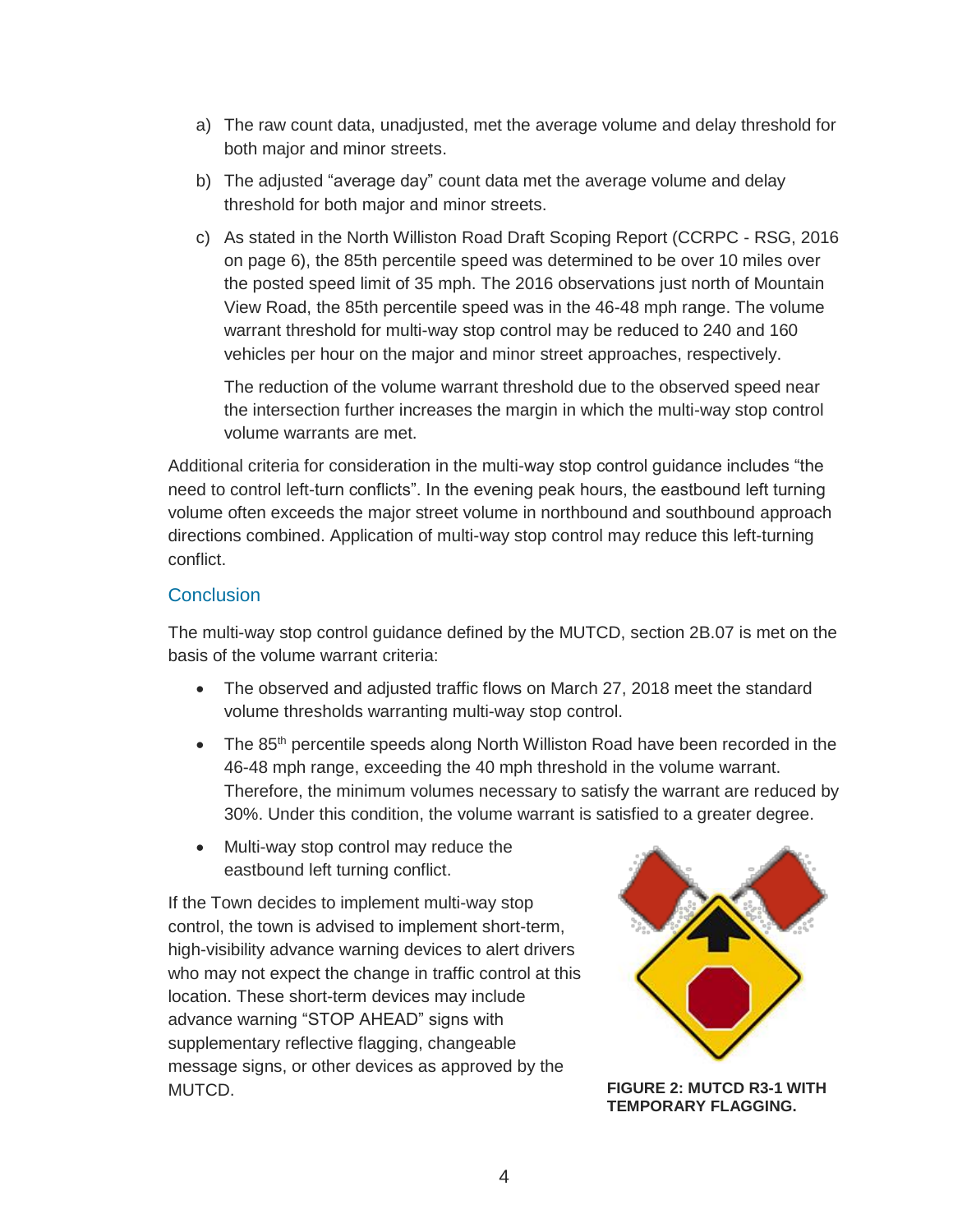a) The raw count data, unadjusted, met the average volume and delay threshold for both major and minor streets.

b) The adjusted "average day" count data met the average volume and delay threshold for both major and minor streets.

c) As stated in the North Williston Road Draft Scoping Report (CCRPC - RSG, 2016 on page 6), the 85th percentile speed was determined to be over 10 miles over the posted speed limit of 35 mph. The 2016 observations just north of Mountain View Road, the 85th percentile speed was in the 46-48 mph range. The volume warrant threshold for multi-way stop control may be reduced to 240 and 160 vehicles per hour on the major and minor street approaches, respectively.

   The reduction of the volume warrant threshold due to the observed speed near the intersection further increases the margin in which the multi-way stop control volume warrants are met.

Additional criteria for consideration in the multi-way stop control guidance includes "the need to control left-turn conflicts". In the evening peak hours, the eastbound left turning volume often exceeds the major street volume in northbound and southbound approach directions combined. Application of multi-way stop control may reduce this left-turning conflict.

## Conclusion

The multi-way stop control guidance defined by the MUTCD, section 2B.07 is met on the basis of the volume warrant criteria:

- The observed and adjusted traffic flows on March 27, 2018 meet the standard volume thresholds warranting multi-way stop control.
- The 85th percentile speeds along North Williston Road have been recorded in the 46-48 mph range, exceeding the 40 mph threshold in the volume warrant. Therefore, the minimum volumes necessary to satisfy the warrant are reduced by 30%. Under this condition, the volume warrant is satisfied to a greater degree.
- Multi-way stop control may reduce the eastbound left turning conflict.

If the Town decides to implement multi-way stop control, the town is advised to implement short-term, high-visibility advance warning devices to alert drivers who may not expect the change in traffic control at this location. These short-term devices may include advance warning "STOP AHEAD" signs with supplementary reflective flagging, changeable message signs, or other devices as approved by the MUTCD.

**FIGURE 2: MUTCD R3-1 WITH TEMPORARY FLAGGING.**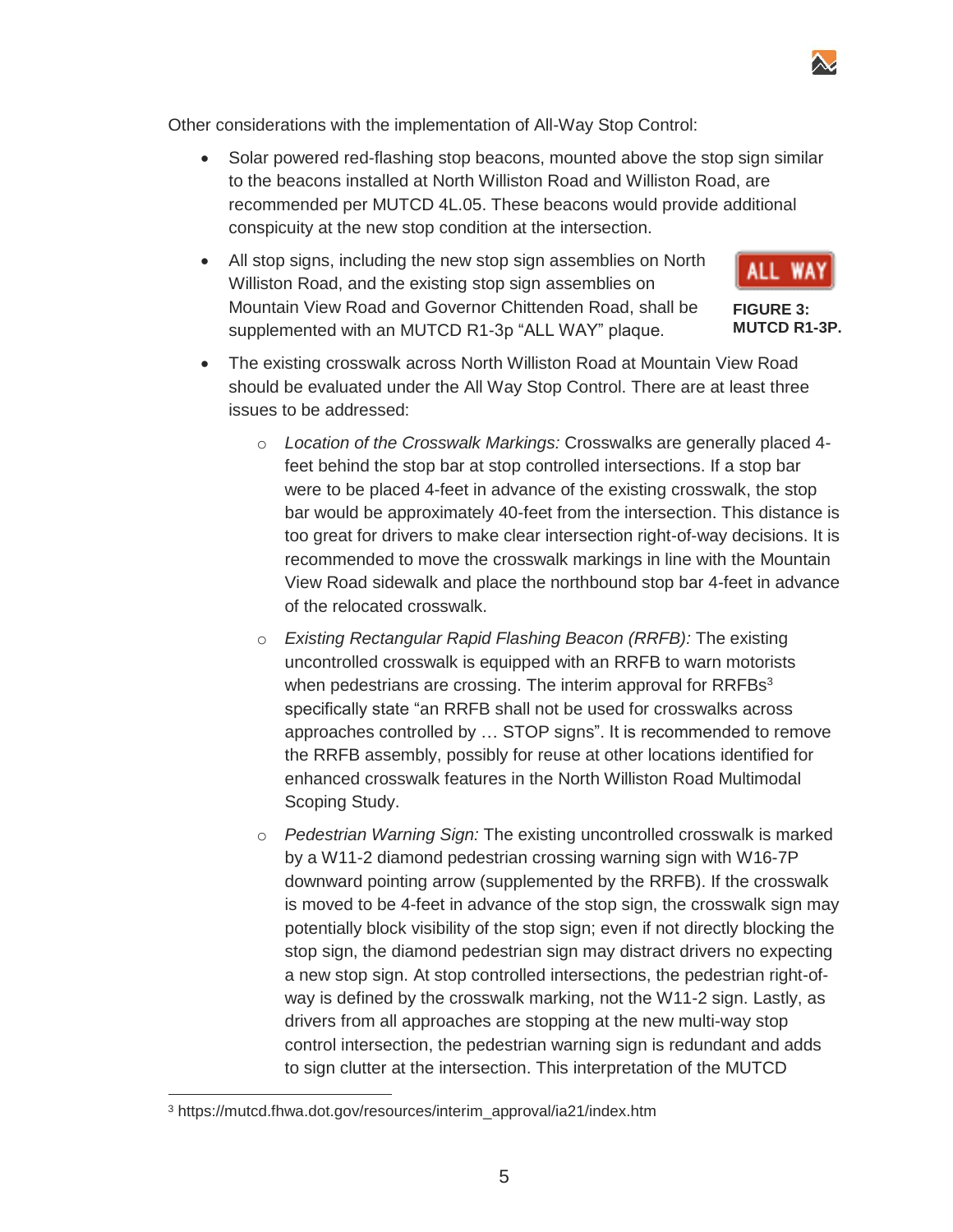Other considerations with the implementation of All-Way Stop Control:

- Solar powered red-flashing stop beacons, mounted above the stop sign similar to the beacons installed at North Williston Road and Williston Road, are recommended per MUTCD 4L.05. These beacons would provide additional conspicuity at the new stop condition at the intersection.
- All stop signs, including the new stop sign assemblies on North Williston Road, and the existing stop sign assemblies on Mountain View Road and Governor Chittenden Road, shall be supplemented with an MUTCD R1-3p "ALL WAY" plaque.

  **FIGURE 3: MUTCD R1-3P.**

- The existing crosswalk across North Williston Road at Mountain View Road should be evaluated under the All Way Stop Control. There are at least three issues to be addressed:
  - *Location of the Crosswalk Markings:* Crosswalks are generally placed 4-feet behind the stop bar at stop controlled intersections. If a stop bar were to be placed 4-feet in advance of the existing crosswalk, the stop bar would be approximately 40-feet from the intersection. This distance is too great for drivers to make clear intersection right-of-way decisions. It is recommended to move the crosswalk markings in line with the Mountain View Road sidewalk and place the northbound stop bar 4-feet in advance of the relocated crosswalk.
  - *Existing Rectangular Rapid Flashing Beacon (RRFB):* The existing uncontrolled crosswalk is equipped with an RRFB to warn motorists when pedestrians are crossing. The interim approval for RRFBs[3] specifically state "an RRFB shall not be used for crosswalks across approaches controlled by … STOP signs". It is recommended to remove the RRFB assembly, possibly for reuse at other locations identified for enhanced crosswalk features in the North Williston Road Multimodal Scoping Study.
  - *Pedestrian Warning Sign:* The existing uncontrolled crosswalk is marked by a W11-2 diamond pedestrian crossing warning sign with W16-7P downward pointing arrow (supplemented by the RRFB). If the crosswalk is moved to be 4-feet in advance of the stop sign, the crosswalk sign may potentially block visibility of the stop sign; even if not directly blocking the stop sign, the diamond pedestrian sign may distract drivers no expecting a new stop sign. At stop controlled intersections, the pedestrian right-of-way is defined by the crosswalk marking, not the W11-2 sign. Lastly, as drivers from all approaches are stopping at the new multi-way stop control intersection, the pedestrian warning sign is redundant and adds to sign clutter at the intersection. This interpretation of the MUTCD

---

[3] https://mutcd.fhwa.dot.gov/resources/interim_approval/ia21/index.htm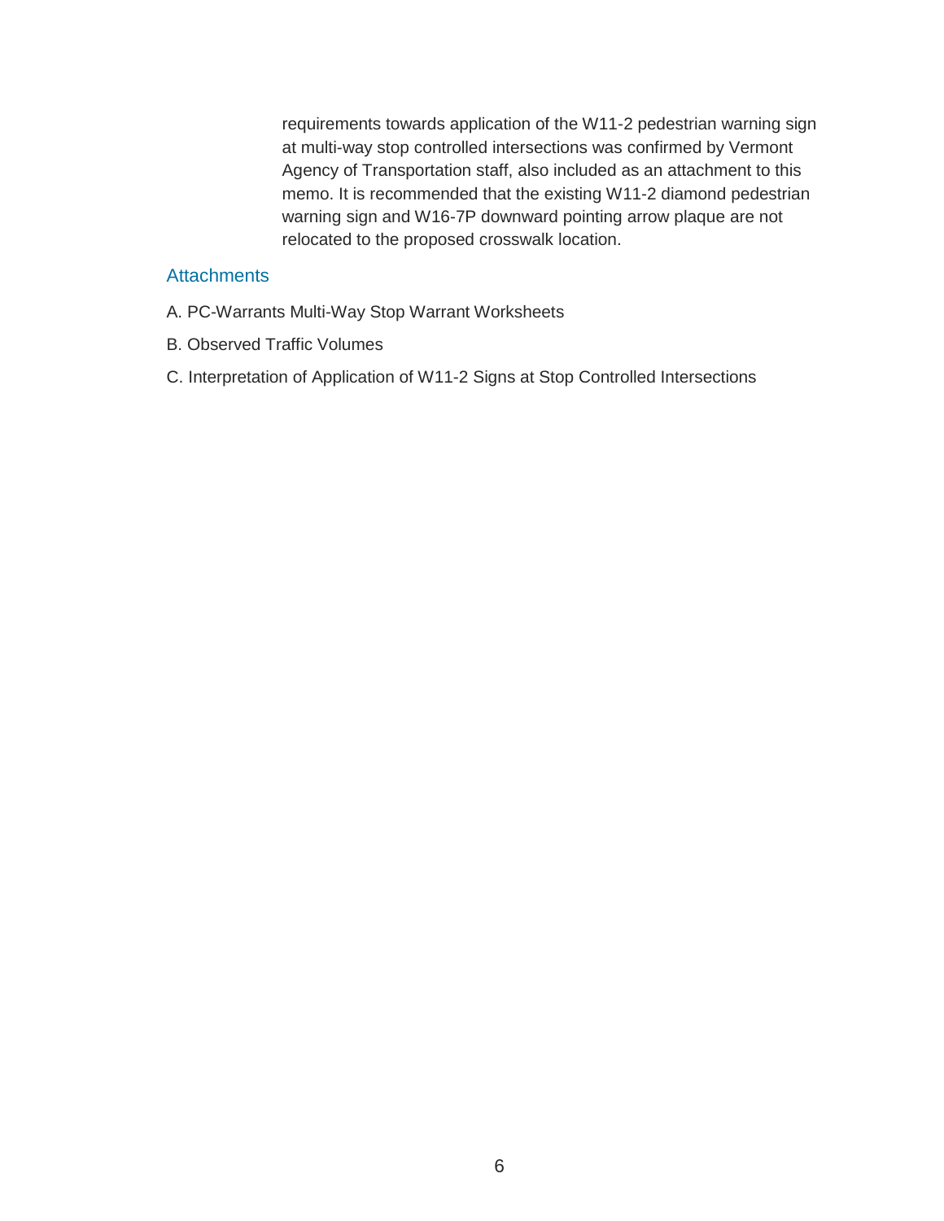requirements towards application of the W11-2 pedestrian warning sign at multi-way stop controlled intersections was confirmed by Vermont Agency of Transportation staff, also included as an attachment to this memo. It is recommended that the existing W11-2 diamond pedestrian warning sign and W16-7P downward pointing arrow plaque are not relocated to the proposed crosswalk location.

## Attachments

A. PC-Warrants Multi-Way Stop Warrant Worksheets

B. Observed Traffic Volumes

C. Interpretation of Application of W11-2 Signs at Stop Controlled Intersections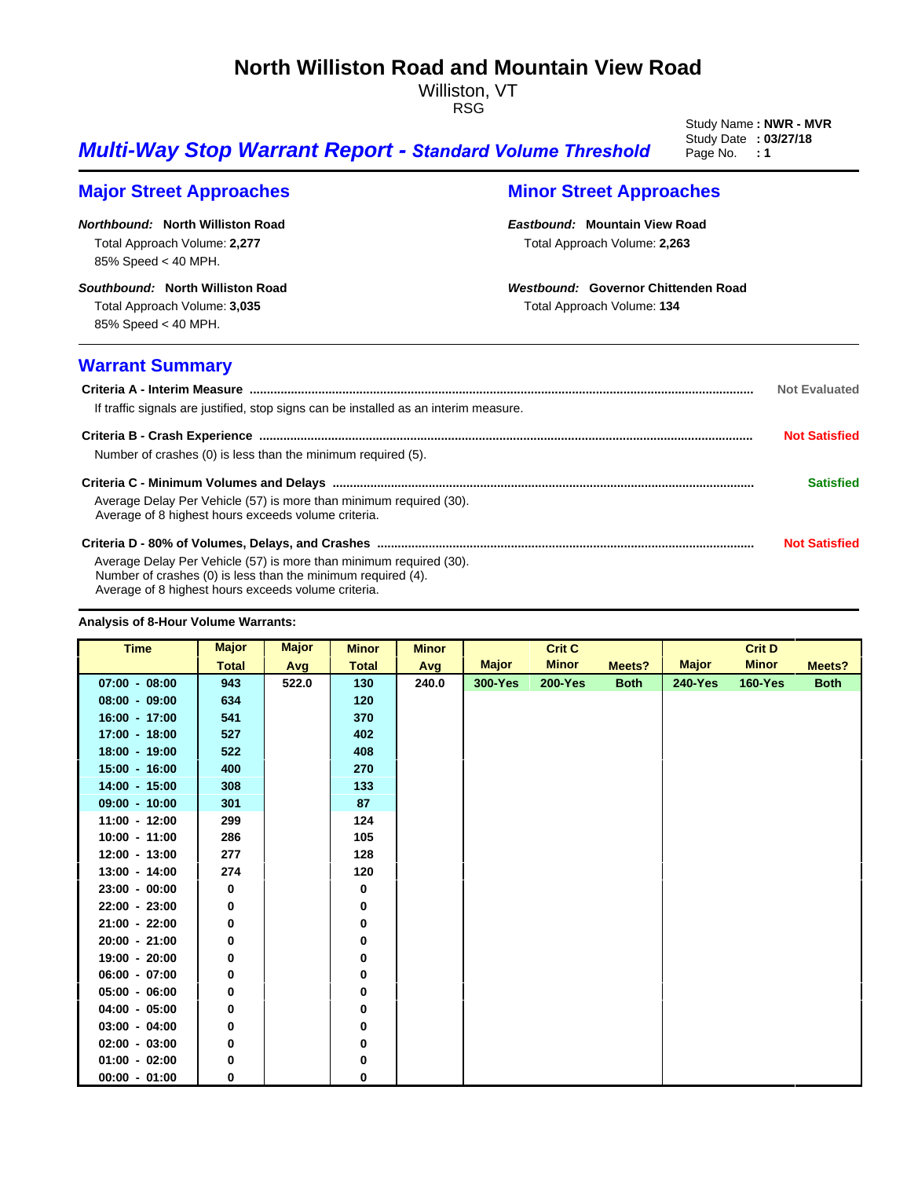# North Williston Road and Mountain View Road

Williston, VT

RSG

Study Name **: NWR - MVR**
Study Date **: 03/27/18**
Page No. **: 1**

## *Multi-Way Stop Warrant Report - Standard Volume Threshold*

## Major Street Approaches

***Northbound:*** **North Williston Road**

Total Approach Volume: **2,277**

85% Speed < 40 MPH.

***Southbound:*** **North Williston Road**

Total Approach Volume: **3,035**

85% Speed < 40 MPH.

## Minor Street Approaches

***Eastbound:*** **Mountain View Road**

Total Approach Volume: **2,263**

***Westbound:*** **Governor Chittenden Road**

Total Approach Volume: **134**

## Warrant Summary

**Criteria A - Interim Measure** ........ **Not Evaluated**

If traffic signals are justified, stop signs can be installed as an interim measure.

**Criteria B - Crash Experience** ........ **Not Satisfied**

Number of crashes (0) is less than the minimum required (5).

**Criteria C - Minimum Volumes and Delays** ........ **Satisfied**

Average Delay Per Vehicle (57) is more than minimum required (30).
Average of 8 highest hours exceeds volume criteria.

**Criteria D - 80% of Volumes, Delays, and Crashes** ........ **Not Satisfied**

Average Delay Per Vehicle (57) is more than minimum required (30).
Number of crashes (0) is less than the minimum required (4).
Average of 8 highest hours exceeds volume criteria.

**Analysis of 8-Hour Volume Warrants:**

| Time | Major Total | Major Avg | Minor Total | Minor Avg | Crit C Major | Crit C Minor | Crit C Meets? | Crit D Major | Crit D Minor | Crit D Meets? |
|---|---|---|---|---|---|---|---|---|---|---|
| 07:00 - 08:00 | 943 | 522.0 | 130 | 240.0 | 300-Yes | 200-Yes | Both | 240-Yes | 160-Yes | Both |
| 08:00 - 09:00 | 634 | | 120 | | | | | | | |
| 16:00 - 17:00 | 541 | | 370 | | | | | | | |
| 17:00 - 18:00 | 527 | | 402 | | | | | | | |
| 18:00 - 19:00 | 522 | | 408 | | | | | | | |
| 15:00 - 16:00 | 400 | | 270 | | | | | | | |
| 14:00 - 15:00 | 308 | | 133 | | | | | | | |
| 09:00 - 10:00 | 301 | | 87 | | | | | | | |
| 11:00 - 12:00 | 299 | | 124 | | | | | | | |
| 10:00 - 11:00 | 286 | | 105 | | | | | | | |
| 12:00 - 13:00 | 277 | | 128 | | | | | | | |
| 13:00 - 14:00 | 274 | | 120 | | | | | | | |
| 23:00 - 00:00 | 0 | | 0 | | | | | | | |
| 22:00 - 23:00 | 0 | | 0 | | | | | | | |
| 21:00 - 22:00 | 0 | | 0 | | | | | | | |
| 20:00 - 21:00 | 0 | | 0 | | | | | | | |
| 19:00 - 20:00 | 0 | | 0 | | | | | | | |
| 06:00 - 07:00 | 0 | | 0 | | | | | | | |
| 05:00 - 06:00 | 0 | | 0 | | | | | | | |
| 04:00 - 05:00 | 0 | | 0 | | | | | | | |
| 03:00 - 04:00 | 0 | | 0 | | | | | | | |
| 02:00 - 03:00 | 0 | | 0 | | | | | | | |
| 01:00 - 02:00 | 0 | | 0 | | | | | | | |
| 00:00 - 01:00 | 0 | | 0 | | | | | | | |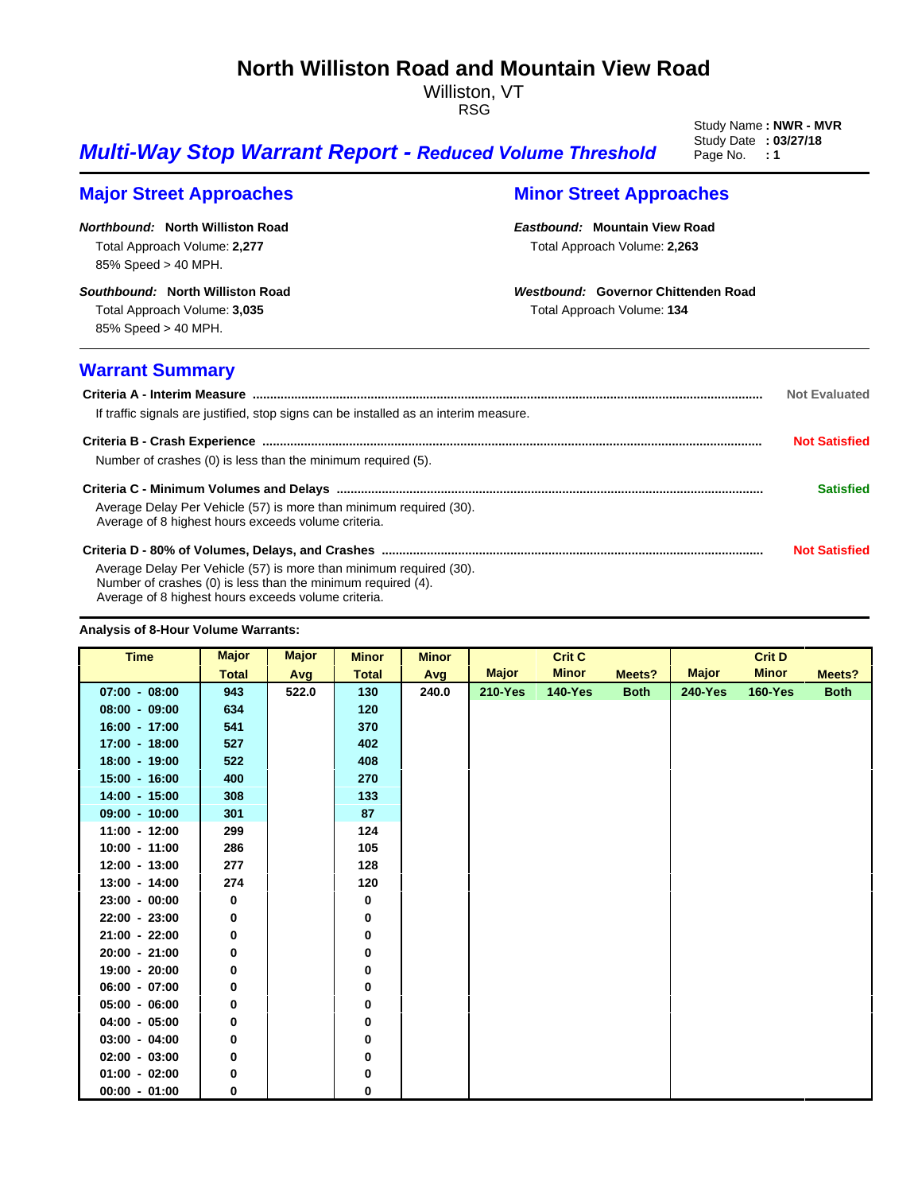# North Williston Road and Mountain View Road

Williston, VT

RSG

## *Multi-Way Stop Warrant Report - Reduced Volume Threshold*

Study Name **: NWR - MVR**
Study Date **: 03/27/18**
Page No. **: 1**

## Major Street Approaches

***Northbound:*** **North Williston Road**

Total Approach Volume: **2,277**

85% Speed > 40 MPH.

***Southbound:*** **North Williston Road**

Total Approach Volume: **3,035**

85% Speed > 40 MPH.

## Minor Street Approaches

***Eastbound:*** **Mountain View Road**

Total Approach Volume: **2,263**

***Westbound:*** **Governor Chittenden Road**

Total Approach Volume: **134**

## Warrant Summary

**Criteria A - Interim Measure** ........ Not Evaluated

If traffic signals are justified, stop signs can be installed as an interim measure.

**Criteria B - Crash Experience** ........ **Not Satisfied**

Number of crashes (0) is less than the minimum required (5).

**Criteria C - Minimum Volumes and Delays** ........ **Satisfied**

Average Delay Per Vehicle (57) is more than minimum required (30).
Average of 8 highest hours exceeds volume criteria.

**Criteria D - 80% of Volumes, Delays, and Crashes** ........ **Not Satisfied**

Average Delay Per Vehicle (57) is more than minimum required (30).
Number of crashes (0) is less than the minimum required (4).
Average of 8 highest hours exceeds volume criteria.

**Analysis of 8-Hour Volume Warrants:**

| Time | Major | Major | Minor | Minor | | Crit C | | | Crit D | |
|---|---|---|---|---|---|---|---|---|---|---|
| | Total | Avg | Total | Avg | Major | Minor | Meets? | Major | Minor | Meets? |
| 07:00 - 08:00 | 943 | 522.0 | 130 | 240.0 | 210-Yes | 140-Yes | Both | 240-Yes | 160-Yes | Both |
| 08:00 - 09:00 | 634 | | 120 | | | | | | | |
| 16:00 - 17:00 | 541 | | 370 | | | | | | | |
| 17:00 - 18:00 | 527 | | 402 | | | | | | | |
| 18:00 - 19:00 | 522 | | 408 | | | | | | | |
| 15:00 - 16:00 | 400 | | 270 | | | | | | | |
| 14:00 - 15:00 | 308 | | 133 | | | | | | | |
| 09:00 - 10:00 | 301 | | 87 | | | | | | | |
| 11:00 - 12:00 | 299 | | 124 | | | | | | | |
| 10:00 - 11:00 | 286 | | 105 | | | | | | | |
| 12:00 - 13:00 | 277 | | 128 | | | | | | | |
| 13:00 - 14:00 | 274 | | 120 | | | | | | | |
| 23:00 - 00:00 | 0 | | 0 | | | | | | | |
| 22:00 - 23:00 | 0 | | 0 | | | | | | | |
| 21:00 - 22:00 | 0 | | 0 | | | | | | | |
| 20:00 - 21:00 | 0 | | 0 | | | | | | | |
| 19:00 - 20:00 | 0 | | 0 | | | | | | | |
| 06:00 - 07:00 | 0 | | 0 | | | | | | | |
| 05:00 - 06:00 | 0 | | 0 | | | | | | | |
| 04:00 - 05:00 | 0 | | 0 | | | | | | | |
| 03:00 - 04:00 | 0 | | 0 | | | | | | | |
| 02:00 - 03:00 | 0 | | 0 | | | | | | | |
| 01:00 - 02:00 | 0 | | 0 | | | | | | | |
| 00:00 - 01:00 | 0 | | 0 | | | | | | | |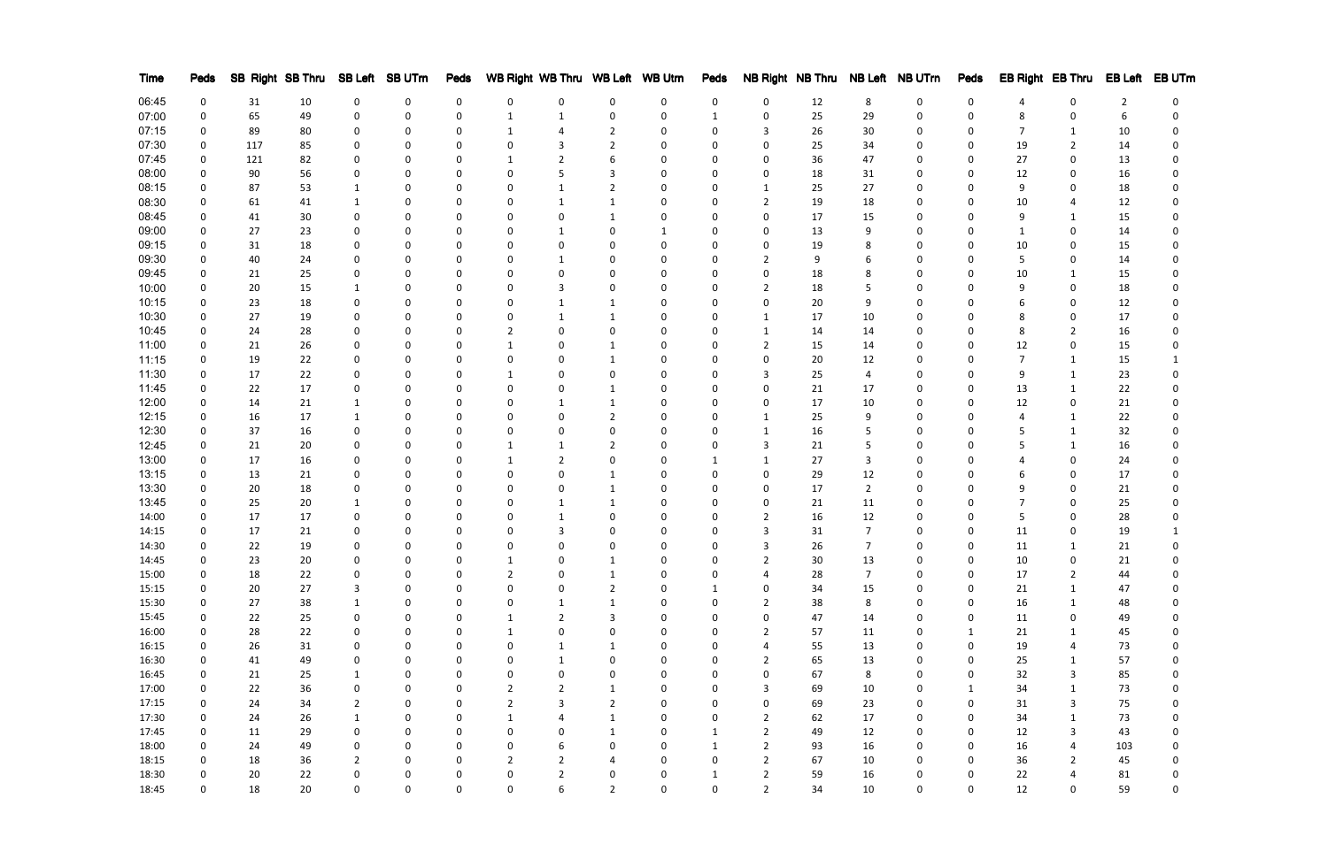| Time | Peds | SB Right | SB Thru | SB Left | SB UTrn | Peds | WB Right | WB Thru | WB Left | WB Utrn | Peds | NB Right | NB Thru | NB Left | NB UTrn | Peds | EB Right | EB Thru | EB Left | EB UTrn |
|---|---|---|---|---|---|---|---|---|---|---|---|---|---|---|---|---|---|---|---|---|
| 06:45 | 0 | 31 | 10 | 0 | 0 | 0 | 0 | 0 | 0 | 0 | 0 | 0 | 12 | 8 | 0 | 0 | 4 | 0 | 2 | 0 |
| 07:00 | 0 | 65 | 49 | 0 | 0 | 0 | 1 | 1 | 0 | 0 | 1 | 0 | 25 | 29 | 0 | 0 | 8 | 0 | 6 | 0 |
| 07:15 | 0 | 89 | 80 | 0 | 0 | 0 | 1 | 4 | 2 | 0 | 0 | 3 | 26 | 30 | 0 | 0 | 7 | 1 | 10 | 0 |
| 07:30 | 0 | 117 | 85 | 0 | 0 | 0 | 0 | 3 | 2 | 0 | 0 | 0 | 25 | 34 | 0 | 0 | 19 | 2 | 14 | 0 |
| 07:45 | 0 | 121 | 82 | 0 | 0 | 0 | 1 | 2 | 6 | 0 | 0 | 0 | 36 | 47 | 0 | 0 | 27 | 0 | 13 | 0 |
| 08:00 | 0 | 90 | 56 | 0 | 0 | 0 | 0 | 5 | 3 | 0 | 0 | 0 | 18 | 31 | 0 | 0 | 12 | 0 | 16 | 0 |
| 08:15 | 0 | 87 | 53 | 1 | 0 | 0 | 0 | 1 | 2 | 0 | 0 | 1 | 25 | 27 | 0 | 0 | 9 | 0 | 18 | 0 |
| 08:30 | 0 | 61 | 41 | 1 | 0 | 0 | 0 | 1 | 1 | 0 | 0 | 2 | 19 | 18 | 0 | 0 | 10 | 4 | 12 | 0 |
| 08:45 | 0 | 41 | 30 | 0 | 0 | 0 | 0 | 0 | 1 | 0 | 0 | 0 | 17 | 15 | 0 | 0 | 9 | 1 | 15 | 0 |
| 09:00 | 0 | 27 | 23 | 0 | 0 | 0 | 0 | 1 | 0 | 1 | 0 | 0 | 13 | 9 | 0 | 0 | 1 | 0 | 14 | 0 |
| 09:15 | 0 | 31 | 18 | 0 | 0 | 0 | 0 | 0 | 0 | 0 | 0 | 0 | 19 | 8 | 0 | 0 | 10 | 0 | 15 | 0 |
| 09:30 | 0 | 40 | 24 | 0 | 0 | 0 | 0 | 1 | 0 | 0 | 0 | 2 | 9 | 6 | 0 | 0 | 5 | 0 | 14 | 0 |
| 09:45 | 0 | 21 | 25 | 0 | 0 | 0 | 0 | 0 | 0 | 0 | 0 | 0 | 18 | 8 | 0 | 0 | 10 | 1 | 15 | 0 |
| 10:00 | 0 | 20 | 15 | 1 | 0 | 0 | 0 | 3 | 0 | 0 | 0 | 2 | 18 | 5 | 0 | 0 | 9 | 0 | 18 | 0 |
| 10:15 | 0 | 23 | 18 | 0 | 0 | 0 | 0 | 1 | 1 | 0 | 0 | 0 | 20 | 9 | 0 | 0 | 6 | 0 | 12 | 0 |
| 10:30 | 0 | 27 | 19 | 0 | 0 | 0 | 0 | 1 | 1 | 0 | 0 | 1 | 17 | 10 | 0 | 0 | 8 | 0 | 17 | 0 |
| 10:45 | 0 | 24 | 28 | 0 | 0 | 0 | 2 | 0 | 0 | 0 | 0 | 1 | 14 | 14 | 0 | 0 | 8 | 2 | 16 | 0 |
| 11:00 | 0 | 21 | 26 | 0 | 0 | 0 | 1 | 0 | 1 | 0 | 0 | 2 | 15 | 14 | 0 | 0 | 12 | 0 | 15 | 0 |
| 11:15 | 0 | 19 | 22 | 0 | 0 | 0 | 0 | 0 | 1 | 0 | 0 | 0 | 20 | 12 | 0 | 0 | 7 | 1 | 15 | 1 |
| 11:30 | 0 | 17 | 22 | 0 | 0 | 0 | 1 | 0 | 0 | 0 | 0 | 3 | 25 | 4 | 0 | 0 | 9 | 1 | 23 | 0 |
| 11:45 | 0 | 22 | 17 | 0 | 0 | 0 | 0 | 0 | 1 | 0 | 0 | 0 | 21 | 17 | 0 | 0 | 13 | 1 | 22 | 0 |
| 12:00 | 0 | 14 | 21 | 1 | 0 | 0 | 0 | 1 | 1 | 0 | 0 | 0 | 17 | 10 | 0 | 0 | 12 | 0 | 21 | 0 |
| 12:15 | 0 | 16 | 17 | 1 | 0 | 0 | 0 | 0 | 2 | 0 | 0 | 1 | 25 | 9 | 0 | 0 | 4 | 1 | 22 | 0 |
| 12:30 | 0 | 37 | 16 | 0 | 0 | 0 | 0 | 0 | 0 | 0 | 0 | 1 | 16 | 5 | 0 | 0 | 5 | 1 | 32 | 0 |
| 12:45 | 0 | 21 | 20 | 0 | 0 | 0 | 1 | 1 | 2 | 0 | 0 | 3 | 21 | 5 | 0 | 0 | 5 | 1 | 16 | 0 |
| 13:00 | 0 | 17 | 16 | 0 | 0 | 0 | 1 | 2 | 0 | 0 | 1 | 1 | 27 | 3 | 0 | 0 | 4 | 0 | 24 | 0 |
| 13:15 | 0 | 13 | 21 | 0 | 0 | 0 | 0 | 0 | 1 | 0 | 0 | 0 | 29 | 12 | 0 | 0 | 6 | 0 | 17 | 0 |
| 13:30 | 0 | 20 | 18 | 0 | 0 | 0 | 0 | 0 | 1 | 0 | 0 | 0 | 17 | 2 | 0 | 0 | 9 | 0 | 21 | 0 |
| 13:45 | 0 | 25 | 20 | 1 | 0 | 0 | 0 | 1 | 1 | 0 | 0 | 0 | 21 | 11 | 0 | 0 | 7 | 0 | 25 | 0 |
| 14:00 | 0 | 17 | 17 | 0 | 0 | 0 | 0 | 1 | 0 | 0 | 0 | 2 | 16 | 12 | 0 | 0 | 5 | 0 | 28 | 0 |
| 14:15 | 0 | 17 | 21 | 0 | 0 | 0 | 0 | 3 | 0 | 0 | 0 | 3 | 31 | 7 | 0 | 0 | 11 | 0 | 19 | 1 |
| 14:30 | 0 | 22 | 19 | 0 | 0 | 0 | 0 | 0 | 0 | 0 | 0 | 3 | 26 | 7 | 0 | 0 | 11 | 1 | 21 | 0 |
| 14:45 | 0 | 23 | 20 | 0 | 0 | 0 | 1 | 0 | 1 | 0 | 0 | 2 | 30 | 13 | 0 | 0 | 10 | 0 | 21 | 0 |
| 15:00 | 0 | 18 | 22 | 0 | 0 | 0 | 2 | 0 | 1 | 0 | 0 | 4 | 28 | 7 | 0 | 0 | 17 | 2 | 44 | 0 |
| 15:15 | 0 | 20 | 27 | 3 | 0 | 0 | 0 | 0 | 2 | 0 | 1 | 0 | 34 | 15 | 0 | 0 | 21 | 1 | 47 | 0 |
| 15:30 | 0 | 27 | 38 | 1 | 0 | 0 | 0 | 1 | 1 | 0 | 0 | 2 | 38 | 8 | 0 | 0 | 16 | 1 | 48 | 0 |
| 15:45 | 0 | 22 | 25 | 0 | 0 | 0 | 1 | 2 | 3 | 0 | 0 | 0 | 47 | 14 | 0 | 0 | 11 | 0 | 49 | 0 |
| 16:00 | 0 | 28 | 22 | 0 | 0 | 0 | 1 | 0 | 0 | 0 | 0 | 2 | 57 | 11 | 0 | 1 | 21 | 1 | 45 | 0 |
| 16:15 | 0 | 26 | 31 | 0 | 0 | 0 | 0 | 1 | 1 | 0 | 0 | 4 | 55 | 13 | 0 | 0 | 19 | 4 | 73 | 0 |
| 16:30 | 0 | 41 | 49 | 0 | 0 | 0 | 0 | 1 | 0 | 0 | 0 | 2 | 65 | 13 | 0 | 0 | 25 | 1 | 57 | 0 |
| 16:45 | 0 | 21 | 25 | 1 | 0 | 0 | 0 | 0 | 0 | 0 | 0 | 0 | 67 | 8 | 0 | 0 | 32 | 3 | 85 | 0 |
| 17:00 | 0 | 22 | 36 | 0 | 0 | 0 | 2 | 2 | 1 | 0 | 0 | 3 | 69 | 10 | 0 | 1 | 34 | 1 | 73 | 0 |
| 17:15 | 0 | 24 | 34 | 2 | 0 | 0 | 2 | 3 | 2 | 0 | 0 | 0 | 69 | 23 | 0 | 0 | 31 | 3 | 75 | 0 |
| 17:30 | 0 | 24 | 26 | 1 | 0 | 0 | 1 | 4 | 1 | 0 | 0 | 2 | 62 | 17 | 0 | 0 | 34 | 1 | 73 | 0 |
| 17:45 | 0 | 11 | 29 | 0 | 0 | 0 | 0 | 0 | 1 | 0 | 1 | 2 | 49 | 12 | 0 | 0 | 12 | 3 | 43 | 0 |
| 18:00 | 0 | 24 | 49 | 0 | 0 | 0 | 0 | 6 | 0 | 0 | 1 | 2 | 93 | 16 | 0 | 0 | 16 | 4 | 103 | 0 |
| 18:15 | 0 | 18 | 36 | 2 | 0 | 0 | 2 | 2 | 4 | 0 | 0 | 2 | 67 | 10 | 0 | 0 | 36 | 2 | 45 | 0 |
| 18:30 | 0 | 20 | 22 | 0 | 0 | 0 | 0 | 2 | 0 | 0 | 1 | 2 | 59 | 16 | 0 | 0 | 22 | 4 | 81 | 0 |
| 18:45 | 0 | 18 | 20 | 0 | 0 | 0 | 0 | 6 | 2 | 0 | 0 | 2 | 34 | 10 | 0 | 0 | 12 | 0 | 59 | 0 |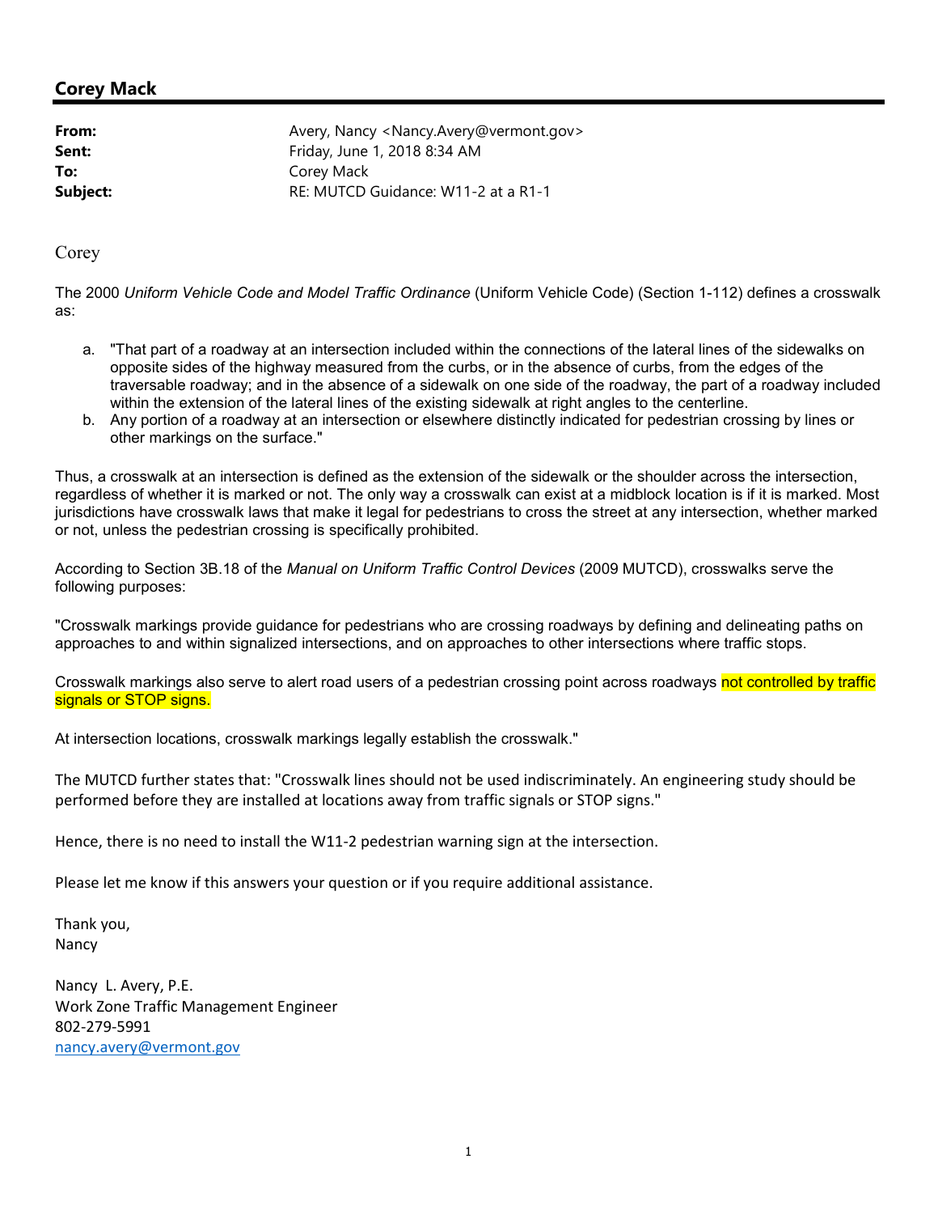## Corey Mack

**From:** Avery, Nancy <Nancy.Avery@vermont.gov>
**Sent:** Friday, June 1, 2018 8:34 AM
**To:** Corey Mack
**Subject:** RE: MUTCD Guidance: W11-2 at a R1-1

Corey

The 2000 *Uniform Vehicle Code and Model Traffic Ordinance* (Uniform Vehicle Code) (Section 1-112) defines a crosswalk as:

a. "That part of a roadway at an intersection included within the connections of the lateral lines of the sidewalks on opposite sides of the highway measured from the curbs, or in the absence of curbs, from the edges of the traversable roadway; and in the absence of a sidewalk on one side of the roadway, the part of a roadway included within the extension of the lateral lines of the existing sidewalk at right angles to the centerline.
b. Any portion of a roadway at an intersection or elsewhere distinctly indicated for pedestrian crossing by lines or other markings on the surface."

Thus, a crosswalk at an intersection is defined as the extension of the sidewalk or the shoulder across the intersection, regardless of whether it is marked or not. The only way a crosswalk can exist at a midblock location is if it is marked. Most jurisdictions have crosswalk laws that make it legal for pedestrians to cross the street at any intersection, whether marked or not, unless the pedestrian crossing is specifically prohibited.

According to Section 3B.18 of the *Manual on Uniform Traffic Control Devices* (2009 MUTCD), crosswalks serve the following purposes:

"Crosswalk markings provide guidance for pedestrians who are crossing roadways by defining and delineating paths on approaches to and within signalized intersections, and on approaches to other intersections where traffic stops.

Crosswalk markings also serve to alert road users of a pedestrian crossing point across roadways not controlled by traffic signals or STOP signs.

At intersection locations, crosswalk markings legally establish the crosswalk."

The MUTCD further states that: "Crosswalk lines should not be used indiscriminately. An engineering study should be performed before they are installed at locations away from traffic signals or STOP signs."

Hence, there is no need to install the W11-2 pedestrian warning sign at the intersection.

Please let me know if this answers your question or if you require additional assistance.

Thank you,
Nancy

Nancy L. Avery, P.E.
Work Zone Traffic Management Engineer
802-279-5991
nancy.avery@vermont.gov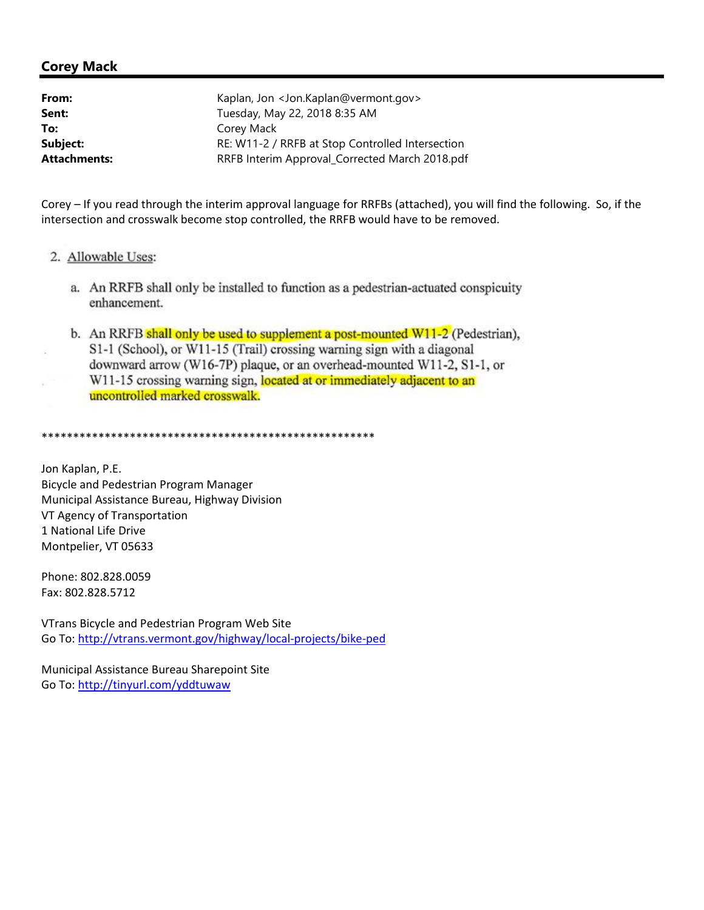## Corey Mack

**From:** Kaplan, Jon <Jon.Kaplan@vermont.gov>
**Sent:** Tuesday, May 22, 2018 8:35 AM
**To:** Corey Mack
**Subject:** RE: W11-2 / RRFB at Stop Controlled Intersection
**Attachments:** RRFB Interim Approval_Corrected March 2018.pdf

Corey – If you read through the interim approval language for RRFBs (attached), you will find the following. So, if the intersection and crosswalk become stop controlled, the RRFB would have to be removed.

2. Allowable Uses:

   a. An RRFB shall only be installed to function as a pedestrian-actuated conspicuity enhancement.

   b. An RRFB shall only be used to supplement a post-mounted W11-2 (Pedestrian), S1-1 (School), or W11-15 (Trail) crossing warning sign with a diagonal downward arrow (W16-7P) plaque, or an overhead-mounted W11-2, S1-1, or W11-15 crossing warning sign, located at or immediately adjacent to an uncontrolled marked crosswalk.

*****************************************************

Jon Kaplan, P.E.
Bicycle and Pedestrian Program Manager
Municipal Assistance Bureau, Highway Division
VT Agency of Transportation
1 National Life Drive
Montpelier, VT 05633

Phone: 802.828.0059
Fax: 802.828.5712

VTrans Bicycle and Pedestrian Program Web Site
Go To: http://vtrans.vermont.gov/highway/local-projects/bike-ped

Municipal Assistance Bureau Sharepoint Site
Go To: http://tinyurl.com/yddtuwaw